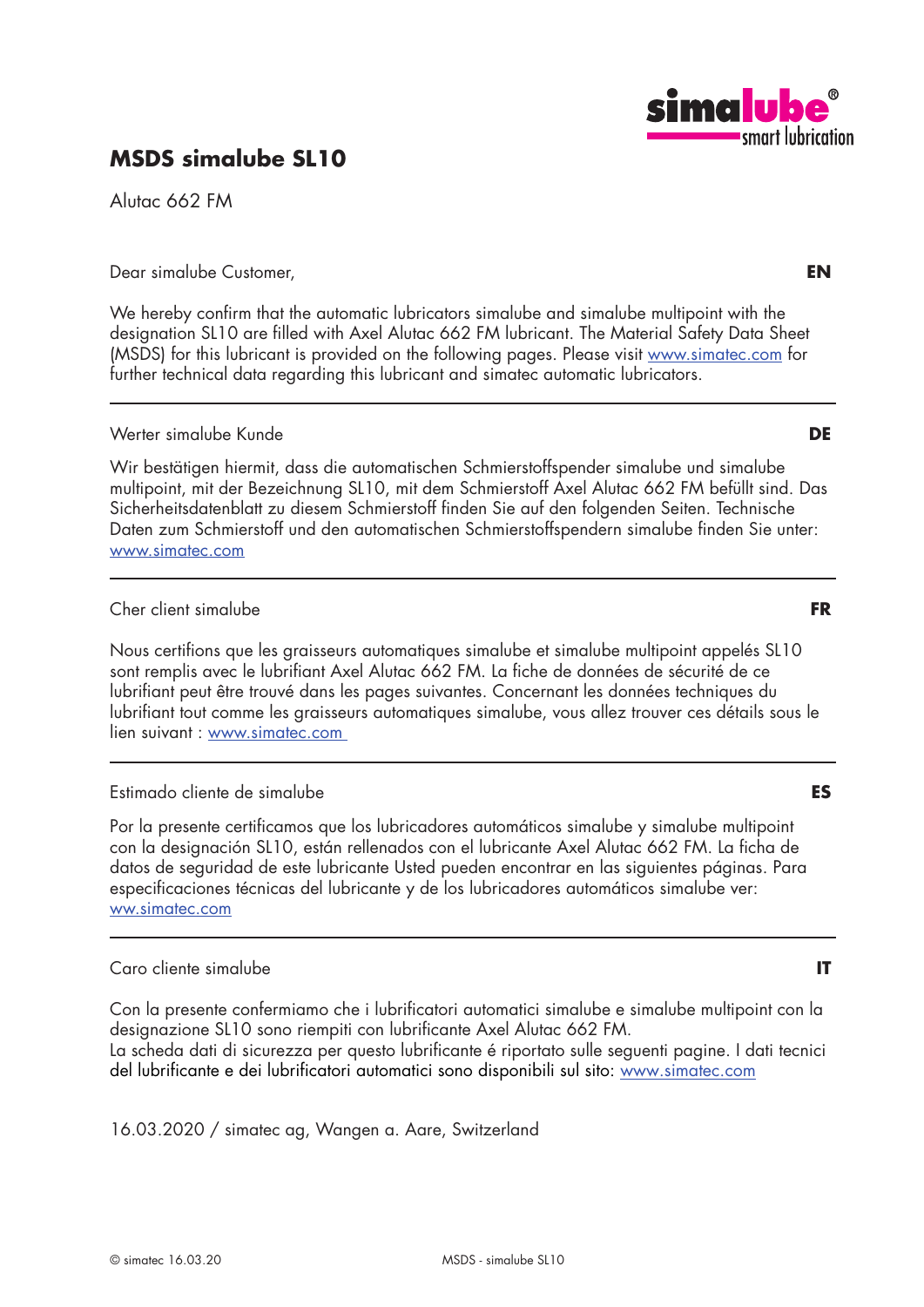# MSDS simalube SL10

Alutac 662 FM

Dear simalube Customer, **EN**

We hereby confirm that the automatic lubricators simalube and simalube multipoint with the designation SL10 are filled with Axel Alutac 662 FM lubricant. The Material Safety Data Sheet (MSDS) for this lubricant is provided on the following pages. Please visit www.simatec.com for further technical data regarding this lubricant and simatec automatic lubricators.

---

Werter simalube Kunde **DE**

Wir bestätigen hiermit, dass die automatischen Schmierstoffspender simalube und simalube multipoint, mit der Bezeichnung SL10, mit dem Schmierstoff Axel Alutac 662 FM befüllt sind. Das Sicherheitsdatenblatt zu diesem Schmierstoff finden Sie auf den folgenden Seiten. Technische Daten zum Schmierstoff und den automatischen Schmierstoffspendern simalube finden Sie unter: www.simatec.com

---

Cher client simalube **FR**

Nous certifions que les graisseurs automatiques simalube et simalube multipoint appelés SL10 sont remplis avec le lubrifiant Axel Alutac 662 FM. La fiche de données de sécurité de ce lubrifiant peut être trouvé dans les pages suivantes. Concernant les données techniques du lubrifiant tout comme les graisseurs automatiques simalube, vous allez trouver ces détails sous le lien suivant : www.simatec.com

---

Estimado cliente de simalube **ES**

Por la presente certificamos que los lubricadores automáticos simalube y simalube multipoint con la designación SL10, están rellenados con el lubricante Axel Alutac 662 FM. La ficha de datos de seguridad de este lubricante Usted pueden encontrar en las siguientes páginas. Para especificaciones técnicas del lubricante y de los lubricadores automáticos simalube ver: ww.simatec.com

---

Caro cliente simalube **IT**

Con la presente confermiamo che i lubrificatori automatici simalube e simalube multipoint con la designazione SL10 sono riempiti con lubrificante Axel Alutac 662 FM.
La scheda dati di sicurezza per questo lubrificante é riportato sulle seguenti pagine. I dati tecnici del lubrificante e dei lubrificatori automatici sono disponibili sul sito: www.simatec.com

16.03.2020 / simatec ag, Wangen a. Aare, Switzerland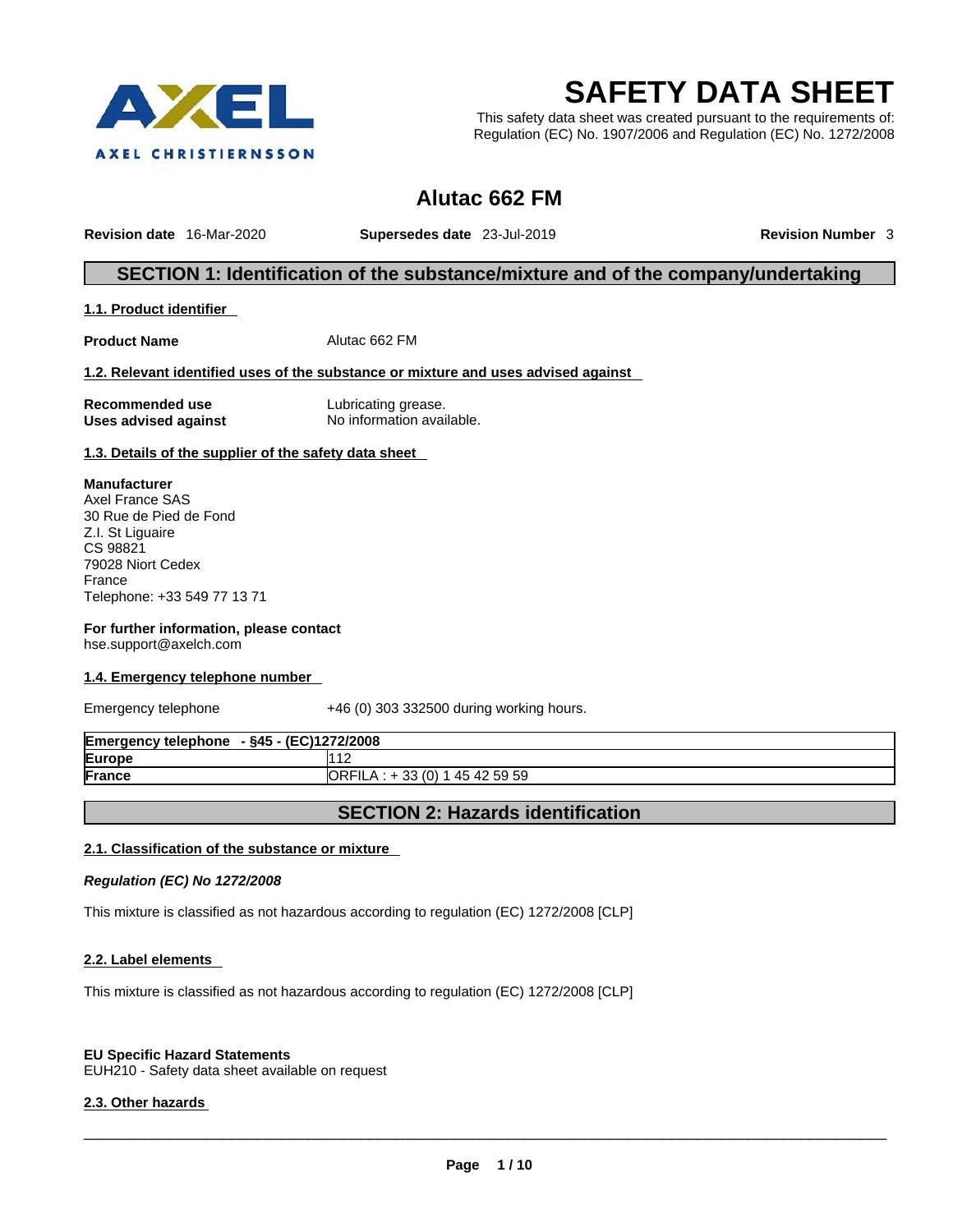AXEL CHRISTIERNSSON

# SAFETY DATA SHEET

This safety data sheet was created pursuant to the requirements of: Regulation (EC) No. 1907/2006 and Regulation (EC) No. 1272/2008

## Alutac 662 FM

**Revision date** 16-Mar-2020 **Supersedes date** 23-Jul-2019 **Revision Number** 3

## SECTION 1: Identification of the substance/mixture and of the company/undertaking

### 1.1. Product identifier

**Product Name** Alutac 662 FM

### 1.2. Relevant identified uses of the substance or mixture and uses advised against

**Recommended use** Lubricating grease.
**Uses advised against** No information available.

### 1.3. Details of the supplier of the safety data sheet

**Manufacturer**
Axel France SAS
30 Rue de Pied de Fond
Z.I. St Liguaire
CS 98821
79028 Niort Cedex
France
Telephone: +33 549 77 13 71

**For further information, please contact**
hse.support@axelch.com

### 1.4. Emergency telephone number

Emergency telephone +46 (0) 303 332500 during working hours.

| Emergency telephone - §45 - (EC)1272/2008 | |
|---|---|
| Europe | 112 |
| France | ORFILA : + 33 (0) 1 45 42 59 59 |

## SECTION 2: Hazards identification

### 2.1. Classification of the substance or mixture

***Regulation (EC) No 1272/2008***

This mixture is classified as not hazardous according to regulation (EC) 1272/2008 [CLP]

### 2.2. Label elements

This mixture is classified as not hazardous according to regulation (EC) 1272/2008 [CLP]

**EU Specific Hazard Statements**
EUH210 - Safety data sheet available on request

### 2.3. Other hazards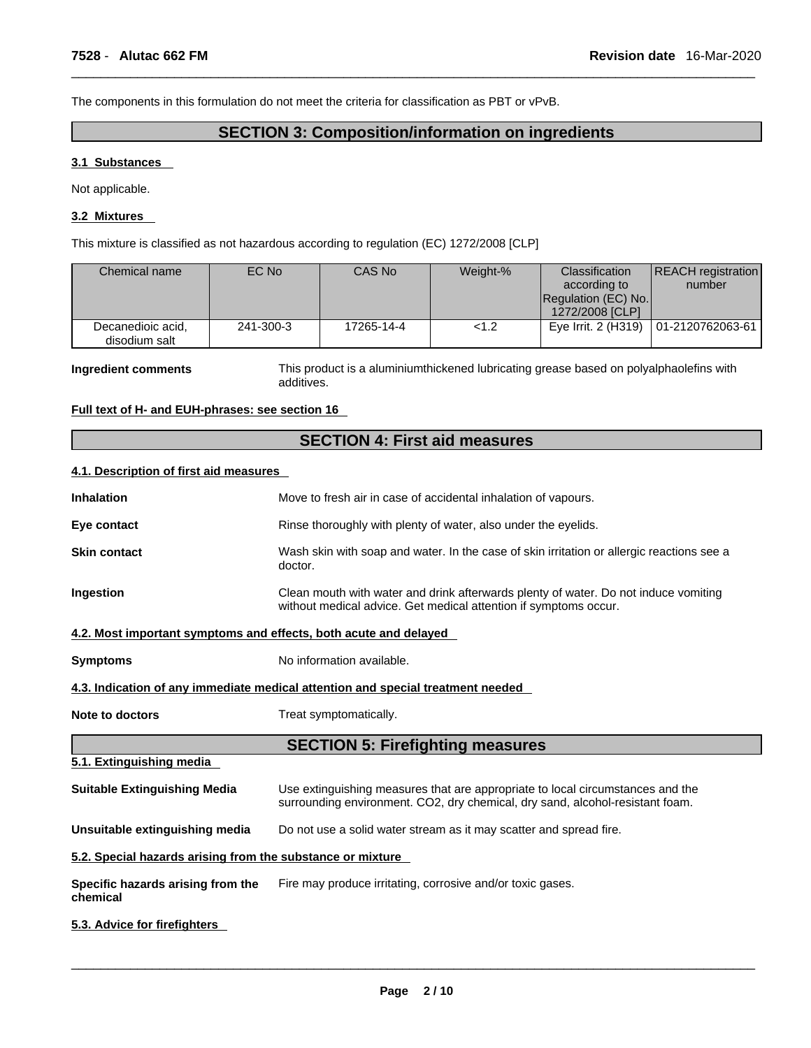The components in this formulation do not meet the criteria for classification as PBT or vPvB.

## SECTION 3: Composition/information on ingredients

### 3.1 Substances

Not applicable.

### 3.2 Mixtures

This mixture is classified as not hazardous according to regulation (EC) 1272/2008 [CLP]

| Chemical name | EC No | CAS No | Weight-% | Classification according to Regulation (EC) No. 1272/2008 [CLP] | REACH registration number |
|---|---|---|---|---|---|
| Decanedioic acid, disodium salt | 241-300-3 | 17265-14-4 | <1.2 | Eye Irrit. 2 (H319) | 01-2120762063-61 |

**Ingredient comments** This product is a aluminiumthickened lubricating grease based on polyalphaolefins with additives.

**Full text of H- and EUH-phrases: see section 16**

## SECTION 4: First aid measures

### 4.1. Description of first aid measures

**Inhalation** Move to fresh air in case of accidental inhalation of vapours.

**Eye contact** Rinse thoroughly with plenty of water, also under the eyelids.

**Skin contact** Wash skin with soap and water. In the case of skin irritation or allergic reactions see a doctor.

**Ingestion** Clean mouth with water and drink afterwards plenty of water. Do not induce vomiting without medical advice. Get medical attention if symptoms occur.

### 4.2. Most important symptoms and effects, both acute and delayed

**Symptoms** No information available.

### 4.3. Indication of any immediate medical attention and special treatment needed

**Note to doctors** Treat symptomatically.

## SECTION 5: Firefighting measures

### 5.1. Extinguishing media

**Suitable Extinguishing Media** Use extinguishing measures that are appropriate to local circumstances and the surrounding environment. CO2, dry chemical, dry sand, alcohol-resistant foam.

**Unsuitable extinguishing media** Do not use a solid water stream as it may scatter and spread fire.

### 5.2. Special hazards arising from the substance or mixture

**Specific hazards arising from the chemical** Fire may produce irritating, corrosive and/or toxic gases.

### 5.3. Advice for firefighters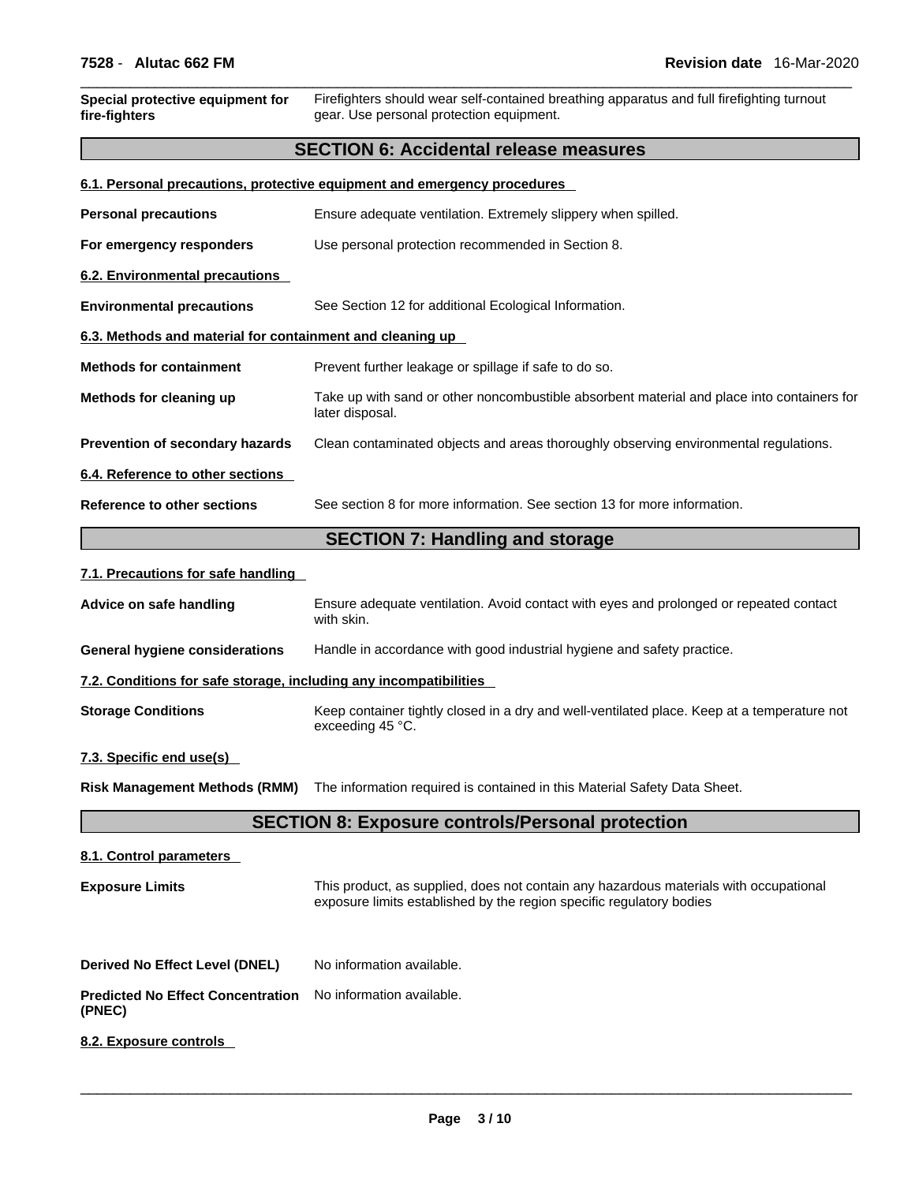| | |
|---|---|
| **Special protective equipment for fire-fighters** | Firefighters should wear self-contained breathing apparatus and full firefighting turnout gear. Use personal protection equipment. |

## SECTION 6: Accidental release measures

### 6.1. Personal precautions, protective equipment and emergency procedures

| | |
|---|---|
| **Personal precautions** | Ensure adequate ventilation. Extremely slippery when spilled. |
| **For emergency responders** | Use personal protection recommended in Section 8. |

### 6.2. Environmental precautions

| | |
|---|---|
| **Environmental precautions** | See Section 12 for additional Ecological Information. |

### 6.3. Methods and material for containment and cleaning up

| | |
|---|---|
| **Methods for containment** | Prevent further leakage or spillage if safe to do so. |
| **Methods for cleaning up** | Take up with sand or other noncombustible absorbent material and place into containers for later disposal. |
| **Prevention of secondary hazards** | Clean contaminated objects and areas thoroughly observing environmental regulations. |

### 6.4. Reference to other sections

| | |
|---|---|
| **Reference to other sections** | See section 8 for more information. See section 13 for more information. |

## SECTION 7: Handling and storage

### 7.1. Precautions for safe handling

| | |
|---|---|
| **Advice on safe handling** | Ensure adequate ventilation. Avoid contact with eyes and prolonged or repeated contact with skin. |
| **General hygiene considerations** | Handle in accordance with good industrial hygiene and safety practice. |

### 7.2. Conditions for safe storage, including any incompatibilities

| | |
|---|---|
| **Storage Conditions** | Keep container tightly closed in a dry and well-ventilated place. Keep at a temperature not exceeding 45 °C. |

### 7.3. Specific end use(s)

| | |
|---|---|
| **Risk Management Methods (RMM)** | The information required is contained in this Material Safety Data Sheet. |

## SECTION 8: Exposure controls/Personal protection

### 8.1. Control parameters

| | |
|---|---|
| **Exposure Limits** | This product, as supplied, does not contain any hazardous materials with occupational exposure limits established by the region specific regulatory bodies |
| **Derived No Effect Level (DNEL)** | No information available. |
| **Predicted No Effect Concentration (PNEC)** | No information available. |

### 8.2. Exposure controls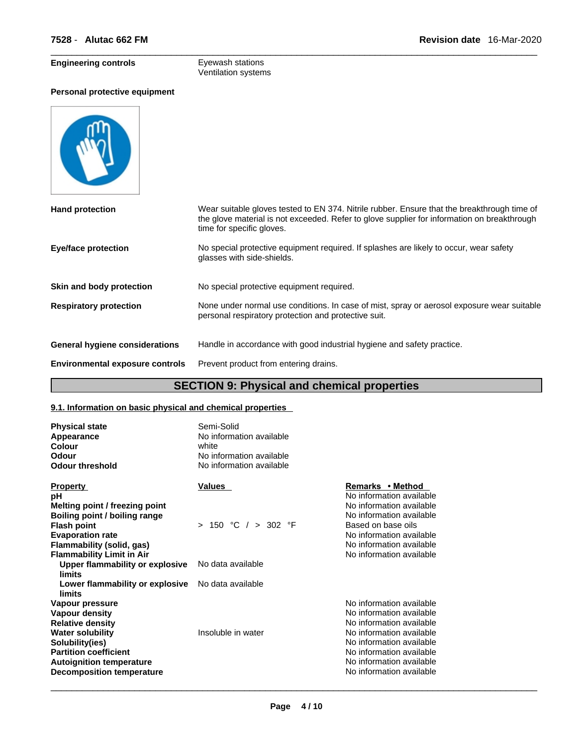| | |
|---|---|
| **Engineering controls** | Eyewash stations<br>Ventilation systems |

**Personal protective equipment**

| | |
|---|---|
| **Hand protection** | Wear suitable gloves tested to EN 374. Nitrile rubber. Ensure that the breakthrough time of the glove material is not exceeded. Refer to glove supplier for information on breakthrough time for specific gloves. |
| **Eye/face protection** | No special protective equipment required. If splashes are likely to occur, wear safety glasses with side-shields. |
| **Skin and body protection** | No special protective equipment required. |
| **Respiratory protection** | None under normal use conditions. In case of mist, spray or aerosol exposure wear suitable personal respiratory protection and protective suit. |
| **General hygiene considerations** | Handle in accordance with good industrial hygiene and safety practice. |
| **Environmental exposure controls** | Prevent product from entering drains. |

## SECTION 9: Physical and chemical properties

### 9.1. Information on basic physical and chemical properties

| | |
|---|---|
| **Physical state** | Semi-Solid |
| **Appearance** | No information available |
| **Colour** | white |
| **Odour** | No information available |
| **Odour threshold** | No information available |

| Property | Values | Remarks • Method |
|---|---|---|
| **pH** | | No information available |
| **Melting point / freezing point** | | No information available |
| **Boiling point / boiling range** | | No information available |
| **Flash point** | > 150 °C / > 302 °F | Based on base oils |
| **Evaporation rate** | | No information available |
| **Flammability (solid, gas)** | | No information available |
| **Flammability Limit in Air** | | No information available |
| **Upper flammability or explosive limits** | No data available | |
| **Lower flammability or explosive limits** | No data available | |
| **Vapour pressure** | | No information available |
| **Vapour density** | | No information available |
| **Relative density** | | No information available |
| **Water solubility** | Insoluble in water | No information available |
| **Solubility(ies)** | | No information available |
| **Partition coefficient** | | No information available |
| **Autoignition temperature** | | No information available |
| **Decomposition temperature** | | No information available |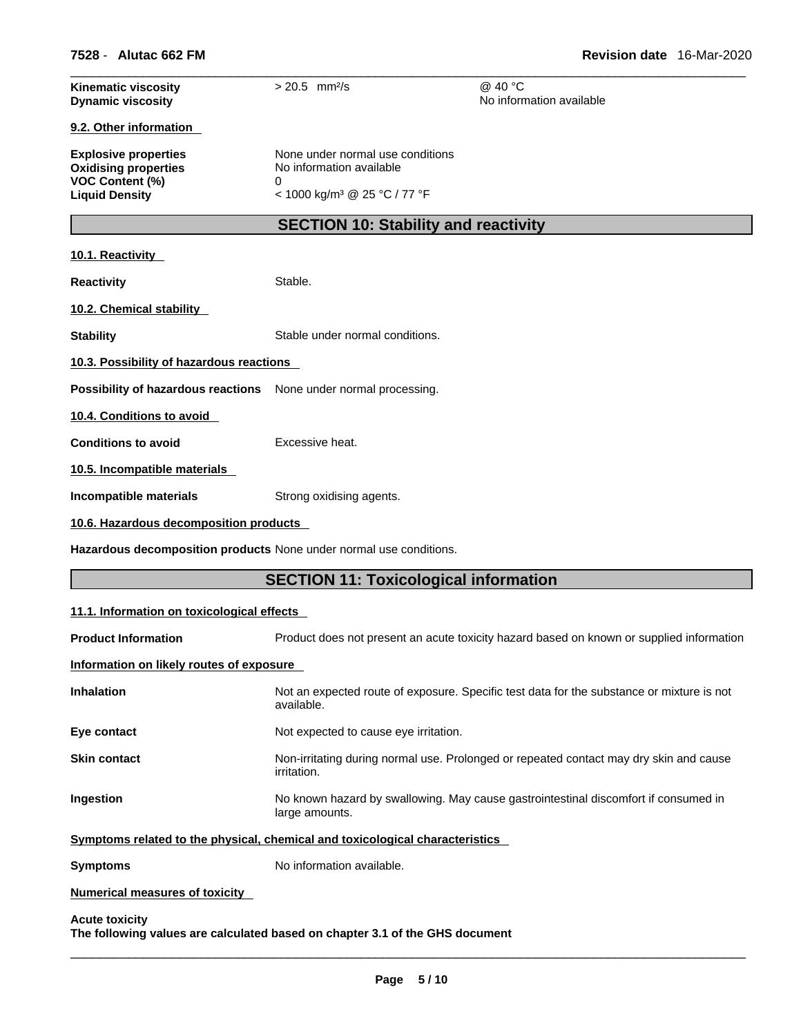| | | |
|---|---|---|
| **Kinematic viscosity** | > 20.5 mm²/s | @ 40 °C |
| **Dynamic viscosity** | | No information available |

**9.2. Other information**

| | |
|---|---|
| **Explosive properties** | None under normal use conditions |
| **Oxidising properties** | No information available |
| **VOC Content (%)** | 0 |
| **Liquid Density** | < 1000 kg/m³ @ 25 °C / 77 °F |

## SECTION 10: Stability and reactivity

**10.1. Reactivity**

**Reactivity** Stable.

**10.2. Chemical stability**

**Stability** Stable under normal conditions.

**10.3. Possibility of hazardous reactions**

**Possibility of hazardous reactions** None under normal processing.

**10.4. Conditions to avoid**

**Conditions to avoid** Excessive heat.

**10.5. Incompatible materials**

**Incompatible materials** Strong oxidising agents.

**10.6. Hazardous decomposition products**

**Hazardous decomposition products** None under normal use conditions.

## SECTION 11: Toxicological information

**11.1. Information on toxicological effects**

**Product Information** Product does not present an acute toxicity hazard based on known or supplied information

**Information on likely routes of exposure**

**Inhalation** Not an expected route of exposure. Specific test data for the substance or mixture is not available.

**Eye contact** Not expected to cause eye irritation.

**Skin contact** Non-irritating during normal use. Prolonged or repeated contact may dry skin and cause irritation.

**Ingestion** No known hazard by swallowing. May cause gastrointestinal discomfort if consumed in large amounts.

**Symptoms related to the physical, chemical and toxicological characteristics**

**Symptoms** No information available.

**Numerical measures of toxicity**

**Acute toxicity**
**The following values are calculated based on chapter 3.1 of the GHS document**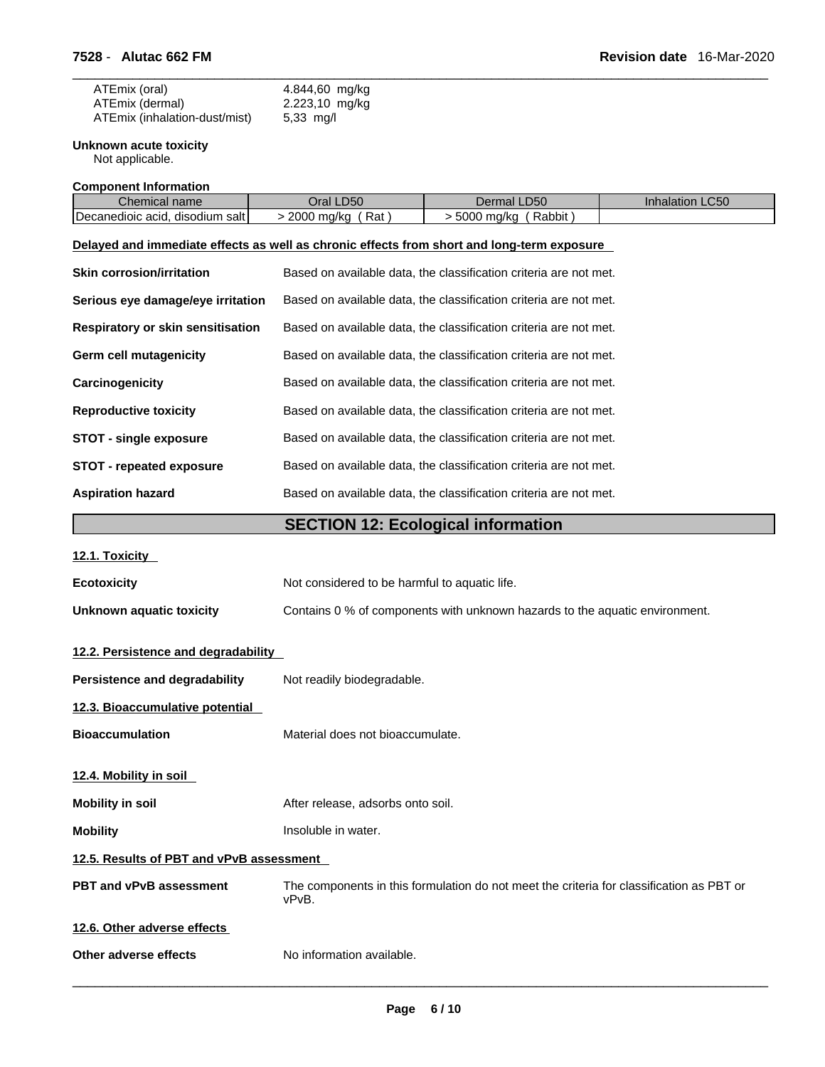| | |
|---|---|
| ATEmix (oral) | 4.844,60 mg/kg |
| ATEmix (dermal) | 2.223,10 mg/kg |
| ATEmix (inhalation-dust/mist) | 5,33 mg/l |

**Unknown acute toxicity**
Not applicable.

**Component Information**

| Chemical name | Oral LD50 | Dermal LD50 | Inhalation LC50 |
|---|---|---|---|
| Decanedioic acid, disodium salt | > 2000 mg/kg ( Rat ) | > 5000 mg/kg ( Rabbit ) | |

**Delayed and immediate effects as well as chronic effects from short and long-term exposure**

**Skin corrosion/irritation** Based on available data, the classification criteria are not met.

**Serious eye damage/eye irritation** Based on available data, the classification criteria are not met.

**Respiratory or skin sensitisation** Based on available data, the classification criteria are not met.

**Germ cell mutagenicity** Based on available data, the classification criteria are not met.

**Carcinogenicity** Based on available data, the classification criteria are not met.

**Reproductive toxicity** Based on available data, the classification criteria are not met.

**STOT - single exposure** Based on available data, the classification criteria are not met.

**STOT - repeated exposure** Based on available data, the classification criteria are not met.

**Aspiration hazard** Based on available data, the classification criteria are not met.

## SECTION 12: Ecological information

### 12.1. Toxicity

**Ecotoxicity** Not considered to be harmful to aquatic life.

**Unknown aquatic toxicity** Contains 0 % of components with unknown hazards to the aquatic environment.

### 12.2. Persistence and degradability

**Persistence and degradability** Not readily biodegradable.

### 12.3. Bioaccumulative potential

**Bioaccumulation** Material does not bioaccumulate.

### 12.4. Mobility in soil

**Mobility in soil** After release, adsorbs onto soil.

**Mobility** Insoluble in water.

### 12.5. Results of PBT and vPvB assessment

**PBT and vPvB assessment** The components in this formulation do not meet the criteria for classification as PBT or vPvB.

### 12.6. Other adverse effects

**Other adverse effects** No information available.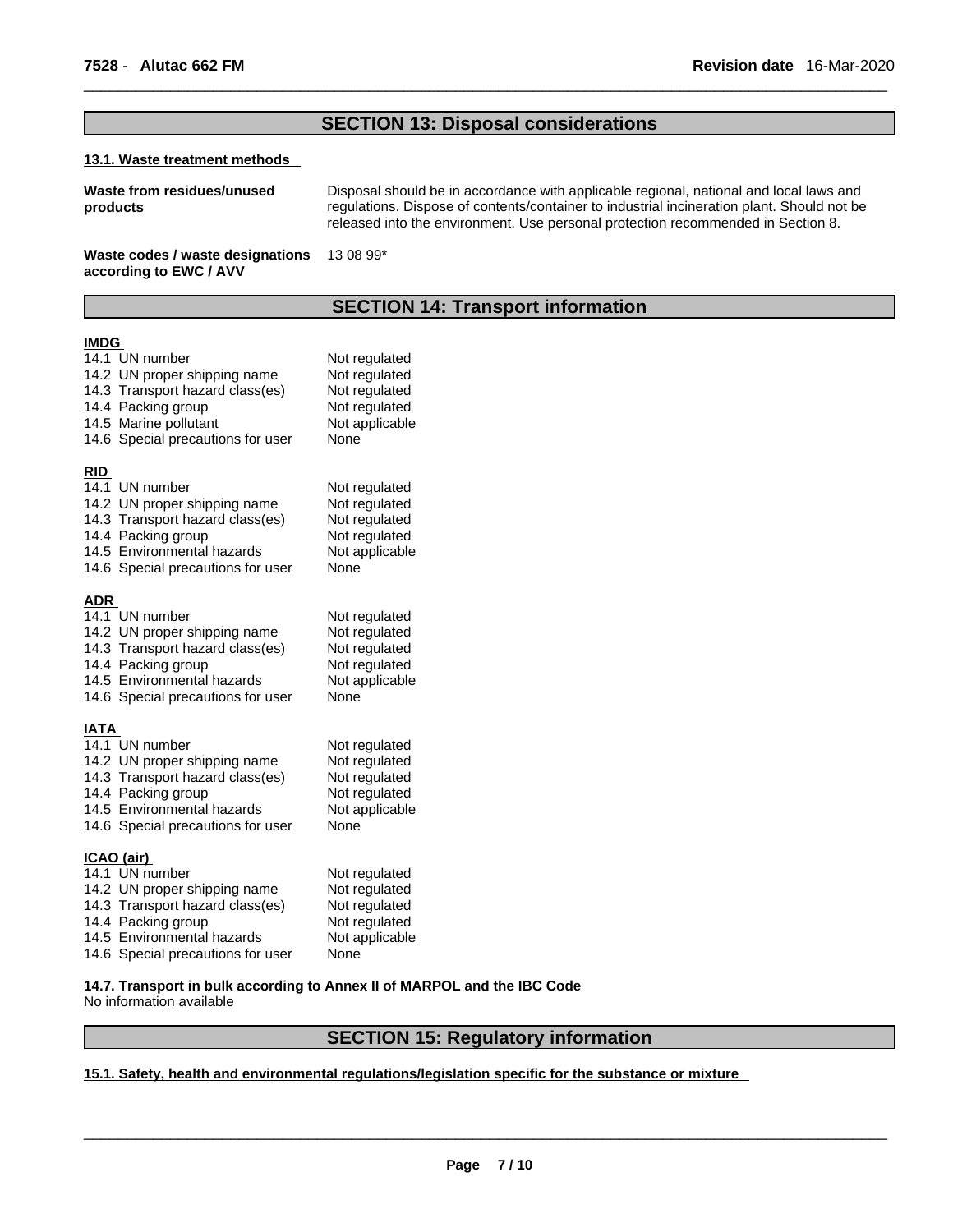## SECTION 13: Disposal considerations

### 13.1. Waste treatment methods

| | |
|---|---|
| **Waste from residues/unused products** | Disposal should be in accordance with applicable regional, national and local laws and regulations. Dispose of contents/container to industrial incineration plant. Should not be released into the environment. Use personal protection recommended in Section 8. |
| **Waste codes / waste designations according to EWC / AVV** | 13 08 99* |

## SECTION 14: Transport information

**IMDG**

| | |
|---|---|
| 14.1 UN number | Not regulated |
| 14.2 UN proper shipping name | Not regulated |
| 14.3 Transport hazard class(es) | Not regulated |
| 14.4 Packing group | Not regulated |
| 14.5 Marine pollutant | Not applicable |
| 14.6 Special precautions for user | None |

**RID**

| | |
|---|---|
| 14.1 UN number | Not regulated |
| 14.2 UN proper shipping name | Not regulated |
| 14.3 Transport hazard class(es) | Not regulated |
| 14.4 Packing group | Not regulated |
| 14.5 Environmental hazards | Not applicable |
| 14.6 Special precautions for user | None |

**ADR**

| | |
|---|---|
| 14.1 UN number | Not regulated |
| 14.2 UN proper shipping name | Not regulated |
| 14.3 Transport hazard class(es) | Not regulated |
| 14.4 Packing group | Not regulated |
| 14.5 Environmental hazards | Not applicable |
| 14.6 Special precautions for user | None |

**IATA**

| | |
|---|---|
| 14.1 UN number | Not regulated |
| 14.2 UN proper shipping name | Not regulated |
| 14.3 Transport hazard class(es) | Not regulated |
| 14.4 Packing group | Not regulated |
| 14.5 Environmental hazards | Not applicable |
| 14.6 Special precautions for user | None |

**ICAO (air)**

| | |
|---|---|
| 14.1 UN number | Not regulated |
| 14.2 UN proper shipping name | Not regulated |
| 14.3 Transport hazard class(es) | Not regulated |
| 14.4 Packing group | Not regulated |
| 14.5 Environmental hazards | Not applicable |
| 14.6 Special precautions for user | None |

**14.7. Transport in bulk according to Annex II of MARPOL and the IBC Code**

No information available

## SECTION 15: Regulatory information

### 15.1. Safety, health and environmental regulations/legislation specific for the substance or mixture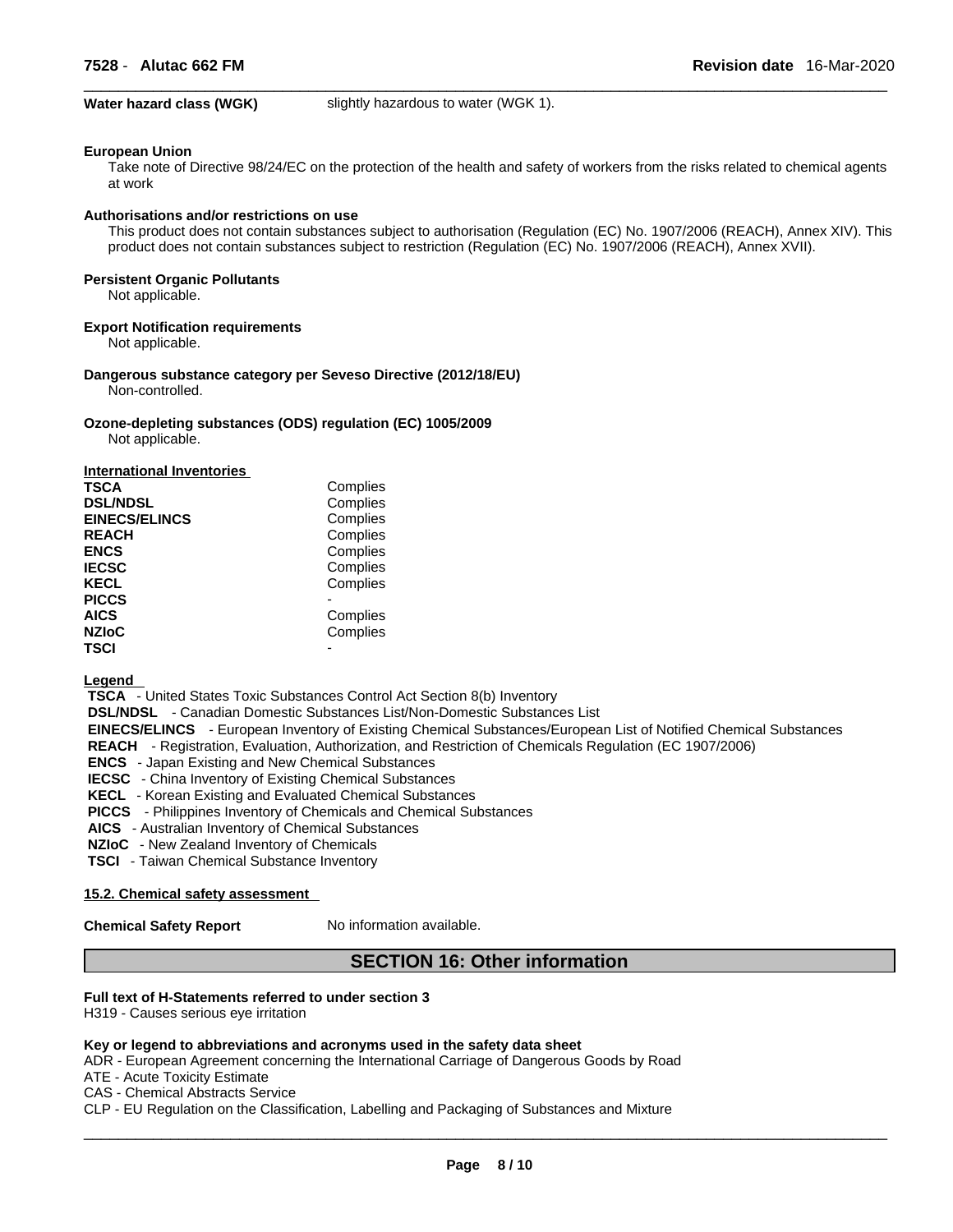**Water hazard class (WGK)** slightly hazardous to water (WGK 1).

**European Union**

Take note of Directive 98/24/EC on the protection of the health and safety of workers from the risks related to chemical agents at work

**Authorisations and/or restrictions on use**

This product does not contain substances subject to authorisation (Regulation (EC) No. 1907/2006 (REACH), Annex XIV). This product does not contain substances subject to restriction (Regulation (EC) No. 1907/2006 (REACH), Annex XVII).

**Persistent Organic Pollutants**

Not applicable.

**Export Notification requirements**

Not applicable.

**Dangerous substance category per Seveso Directive (2012/18/EU)**

Non-controlled.

**Ozone-depleting substances (ODS) regulation (EC) 1005/2009**

Not applicable.

**International Inventories**

| | |
|---|---|
| **TSCA** | Complies |
| **DSL/NDSL** | Complies |
| **EINECS/ELINCS** | Complies |
| **REACH** | Complies |
| **ENCS** | Complies |
| **IECSC** | Complies |
| **KECL** | Complies |
| **PICCS** | - |
| **AICS** | Complies |
| **NZIoC** | Complies |
| **TSCI** | - |

**Legend**

**TSCA** - United States Toxic Substances Control Act Section 8(b) Inventory
**DSL/NDSL** - Canadian Domestic Substances List/Non-Domestic Substances List
**EINECS/ELINCS** - European Inventory of Existing Chemical Substances/European List of Notified Chemical Substances
**REACH** - Registration, Evaluation, Authorization, and Restriction of Chemicals Regulation (EC 1907/2006)
**ENCS** - Japan Existing and New Chemical Substances
**IECSC** - China Inventory of Existing Chemical Substances
**KECL** - Korean Existing and Evaluated Chemical Substances
**PICCS** - Philippines Inventory of Chemicals and Chemical Substances
**AICS** - Australian Inventory of Chemical Substances
**NZIoC** - New Zealand Inventory of Chemicals
**TSCI** - Taiwan Chemical Substance Inventory

**15.2. Chemical safety assessment**

**Chemical Safety Report** No information available.

## SECTION 16: Other information

**Full text of H-Statements referred to under section 3**

H319 - Causes serious eye irritation

**Key or legend to abbreviations and acronyms used in the safety data sheet**

ADR - European Agreement concerning the International Carriage of Dangerous Goods by Road
ATE - Acute Toxicity Estimate
CAS - Chemical Abstracts Service
CLP - EU Regulation on the Classification, Labelling and Packaging of Substances and Mixture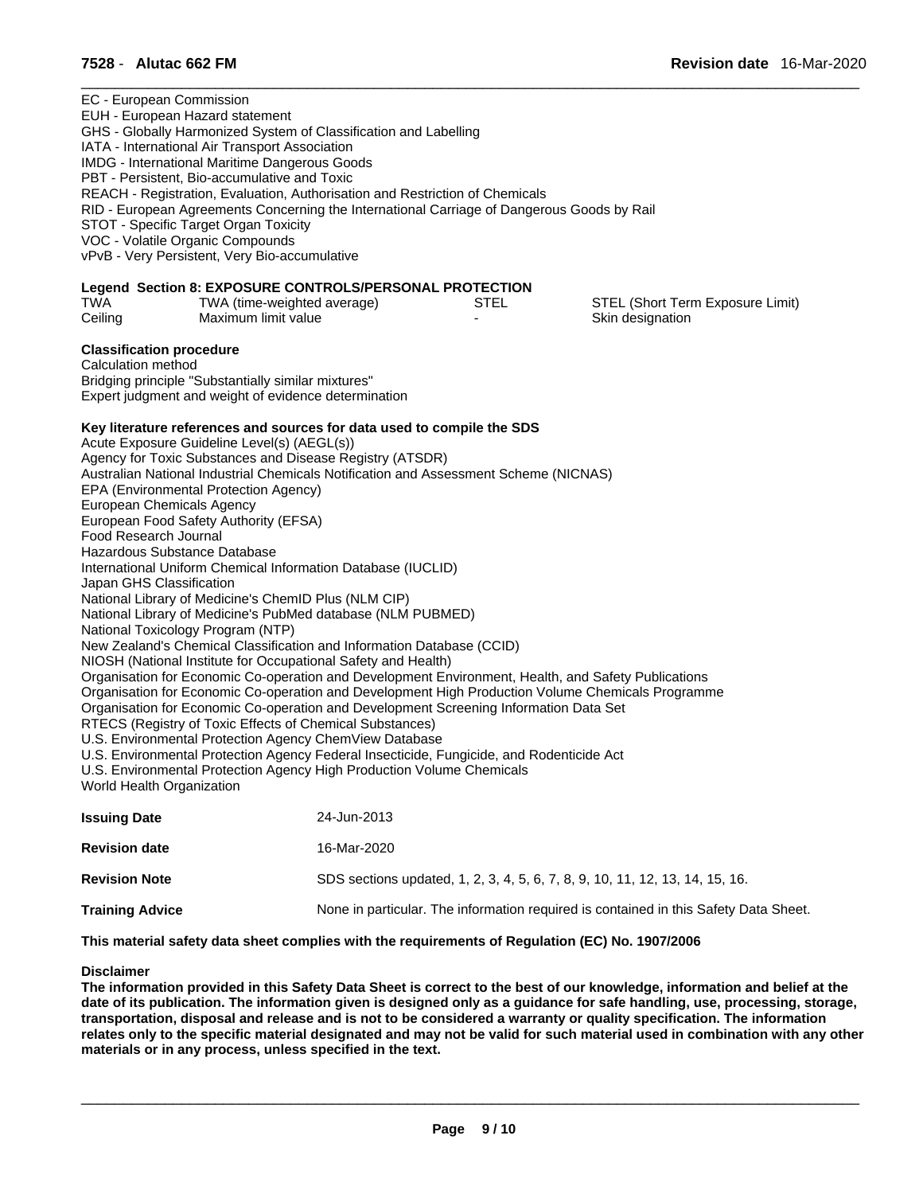EC - European Commission
EUH - European Hazard statement
GHS - Globally Harmonized System of Classification and Labelling
IATA - International Air Transport Association
IMDG - International Maritime Dangerous Goods
PBT - Persistent, Bio-accumulative and Toxic
REACH - Registration, Evaluation, Authorisation and Restriction of Chemicals
RID - European Agreements Concerning the International Carriage of Dangerous Goods by Rail
STOT - Specific Target Organ Toxicity
VOC - Volatile Organic Compounds
vPvB - Very Persistent, Very Bio-accumulative

**Legend Section 8: EXPOSURE CONTROLS/PERSONAL PROTECTION**

| | | | |
|---|---|---|---|
| TWA | TWA (time-weighted average) | STEL | STEL (Short Term Exposure Limit) |
| Ceiling | Maximum limit value | - | Skin designation |

**Classification procedure**
Calculation method
Bridging principle "Substantially similar mixtures"
Expert judgment and weight of evidence determination

**Key literature references and sources for data used to compile the SDS**
Acute Exposure Guideline Level(s) (AEGL(s))
Agency for Toxic Substances and Disease Registry (ATSDR)
Australian National Industrial Chemicals Notification and Assessment Scheme (NICNAS)
EPA (Environmental Protection Agency)
European Chemicals Agency
European Food Safety Authority (EFSA)
Food Research Journal
Hazardous Substance Database
International Uniform Chemical Information Database (IUCLID)
Japan GHS Classification
National Library of Medicine's ChemID Plus (NLM CIP)
National Library of Medicine's PubMed database (NLM PUBMED)
National Toxicology Program (NTP)
New Zealand's Chemical Classification and Information Database (CCID)
NIOSH (National Institute for Occupational Safety and Health)
Organisation for Economic Co-operation and Development Environment, Health, and Safety Publications
Organisation for Economic Co-operation and Development High Production Volume Chemicals Programme
Organisation for Economic Co-operation and Development Screening Information Data Set
RTECS (Registry of Toxic Effects of Chemical Substances)
U.S. Environmental Protection Agency ChemView Database
U.S. Environmental Protection Agency Federal Insecticide, Fungicide, and Rodenticide Act
U.S. Environmental Protection Agency High Production Volume Chemicals
World Health Organization

| | |
|---|---|
| **Issuing Date** | 24-Jun-2013 |
| **Revision date** | 16-Mar-2020 |
| **Revision Note** | SDS sections updated, 1, 2, 3, 4, 5, 6, 7, 8, 9, 10, 11, 12, 13, 14, 15, 16. |
| **Training Advice** | None in particular. The information required is contained in this Safety Data Sheet. |

**This material safety data sheet complies with the requirements of Regulation (EC) No. 1907/2006**

**Disclaimer**
**The information provided in this Safety Data Sheet is correct to the best of our knowledge, information and belief at the date of its publication. The information given is designed only as a guidance for safe handling, use, processing, storage, transportation, disposal and release and is not to be considered a warranty or quality specification. The information relates only to the specific material designated and may not be valid for such material used in combination with any other materials or in any process, unless specified in the text.**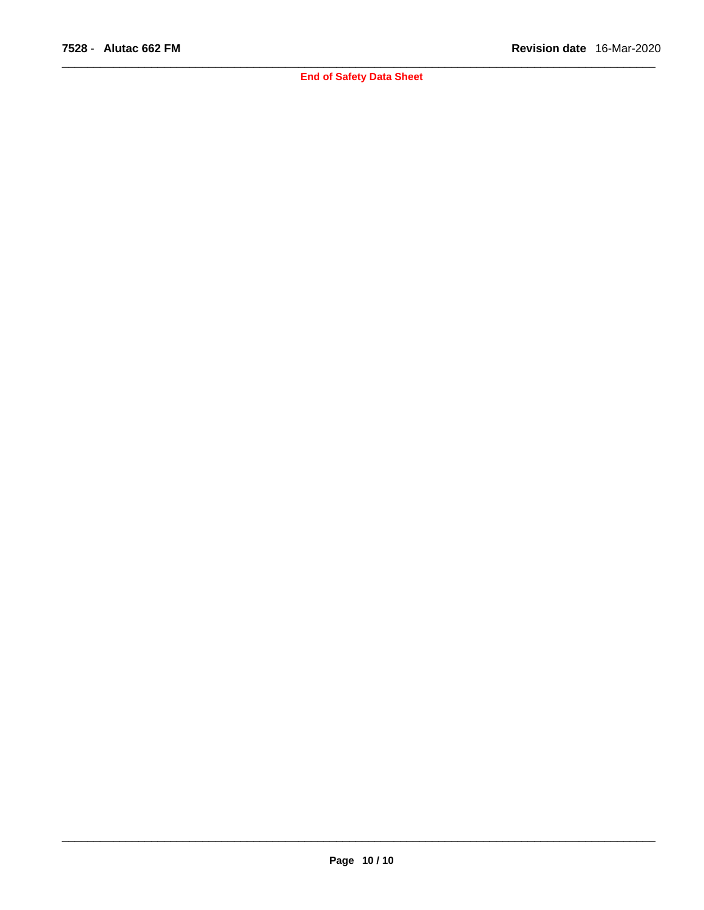**End of Safety Data Sheet**